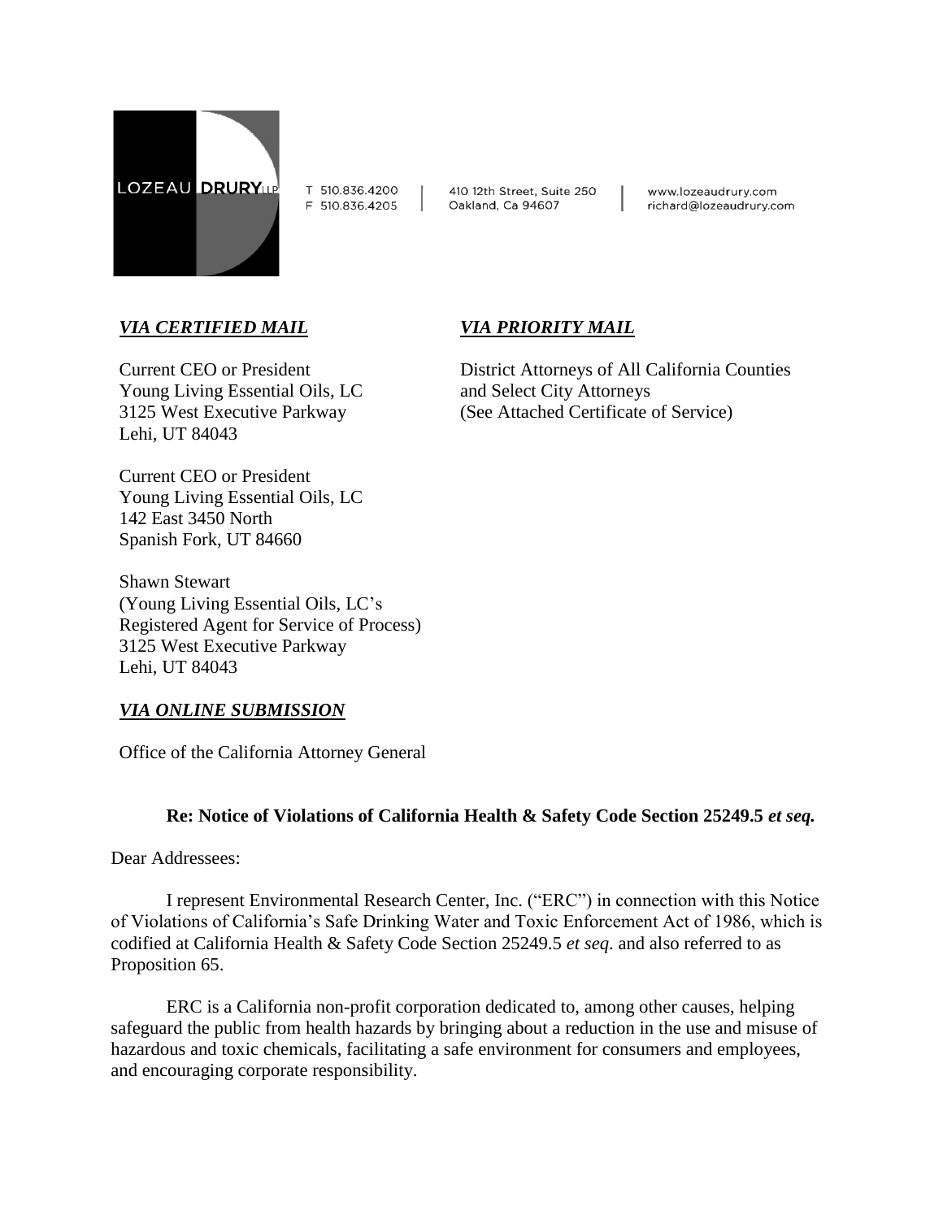LOZEAU DRURY LLP

T 510.836.4200
F 510.836.4205

410 12th Street, Suite 250
Oakland, Ca 94607

www.lozeaudrury.com
richard@lozeaudrury.com

***VIA CERTIFIED MAIL***

Current CEO or President
Young Living Essential Oils, LC
3125 West Executive Parkway
Lehi, UT 84043

Current CEO or President
Young Living Essential Oils, LC
142 East 3450 North
Spanish Fork, UT 84660

Shawn Stewart
(Young Living Essential Oils, LC's
Registered Agent for Service of Process)
3125 West Executive Parkway
Lehi, UT 84043

***VIA PRIORITY MAIL***

District Attorneys of All California Counties
and Select City Attorneys
(See Attached Certificate of Service)

***VIA ONLINE SUBMISSION***

Office of the California Attorney General

**Re: Notice of Violations of California Health & Safety Code Section 25249.5 *et seq.***

Dear Addressees:

I represent Environmental Research Center, Inc. ("ERC") in connection with this Notice of Violations of California's Safe Drinking Water and Toxic Enforcement Act of 1986, which is codified at California Health & Safety Code Section 25249.5 *et seq*. and also referred to as Proposition 65.

ERC is a California non-profit corporation dedicated to, among other causes, helping safeguard the public from health hazards by bringing about a reduction in the use and misuse of hazardous and toxic chemicals, facilitating a safe environment for consumers and employees, and encouraging corporate responsibility.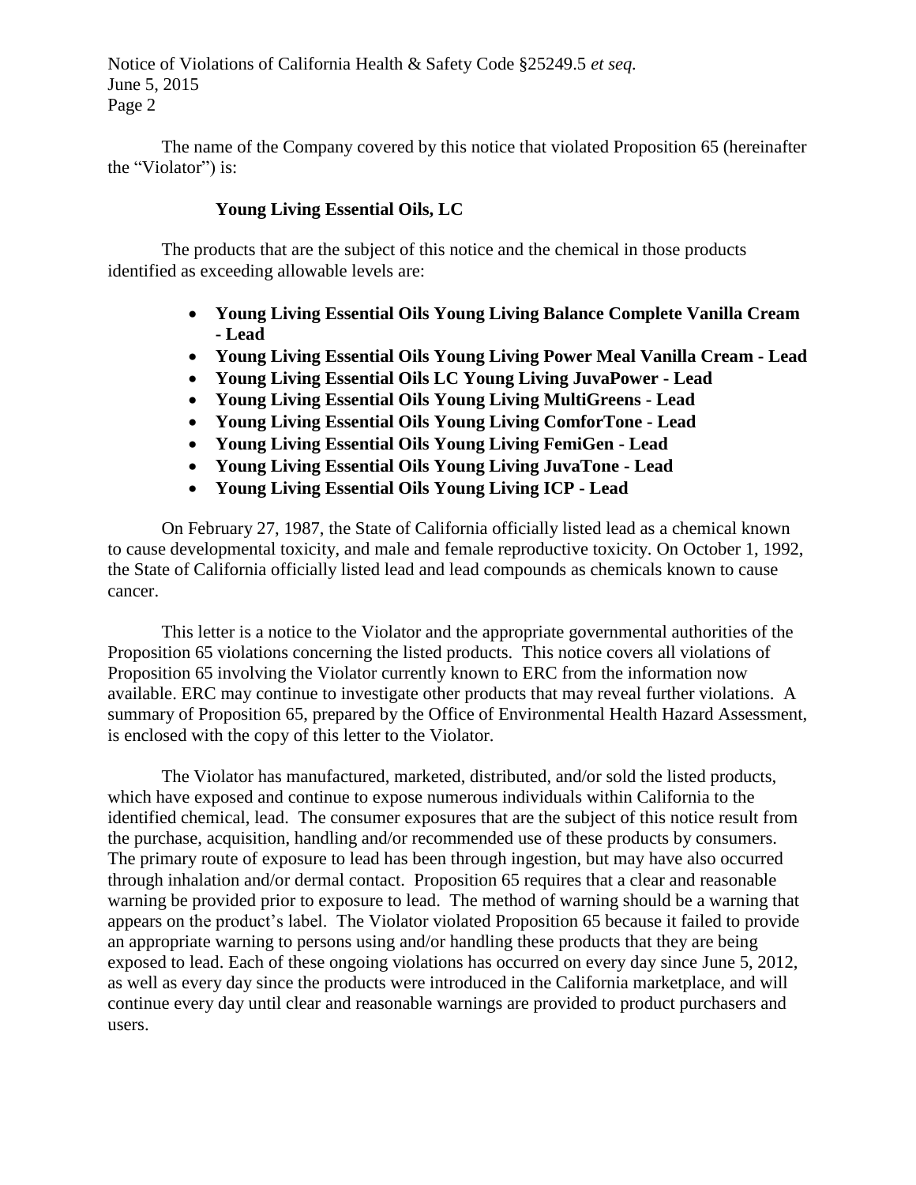The name of the Company covered by this notice that violated Proposition 65 (hereinafter the "Violator") is:

**Young Living Essential Oils, LC**

The products that are the subject of this notice and the chemical in those products identified as exceeding allowable levels are:

- **Young Living Essential Oils Young Living Balance Complete Vanilla Cream - Lead**
- **Young Living Essential Oils Young Living Power Meal Vanilla Cream - Lead**
- **Young Living Essential Oils LC Young Living JuvaPower - Lead**
- **Young Living Essential Oils Young Living MultiGreens - Lead**
- **Young Living Essential Oils Young Living ComforTone - Lead**
- **Young Living Essential Oils Young Living FemiGen - Lead**
- **Young Living Essential Oils Young Living JuvaTone - Lead**
- **Young Living Essential Oils Young Living ICP - Lead**

On February 27, 1987, the State of California officially listed lead as a chemical known to cause developmental toxicity, and male and female reproductive toxicity. On October 1, 1992, the State of California officially listed lead and lead compounds as chemicals known to cause cancer.

This letter is a notice to the Violator and the appropriate governmental authorities of the Proposition 65 violations concerning the listed products. This notice covers all violations of Proposition 65 involving the Violator currently known to ERC from the information now available. ERC may continue to investigate other products that may reveal further violations. A summary of Proposition 65, prepared by the Office of Environmental Health Hazard Assessment, is enclosed with the copy of this letter to the Violator.

The Violator has manufactured, marketed, distributed, and/or sold the listed products, which have exposed and continue to expose numerous individuals within California to the identified chemical, lead. The consumer exposures that are the subject of this notice result from the purchase, acquisition, handling and/or recommended use of these products by consumers. The primary route of exposure to lead has been through ingestion, but may have also occurred through inhalation and/or dermal contact. Proposition 65 requires that a clear and reasonable warning be provided prior to exposure to lead. The method of warning should be a warning that appears on the product's label. The Violator violated Proposition 65 because it failed to provide an appropriate warning to persons using and/or handling these products that they are being exposed to lead. Each of these ongoing violations has occurred on every day since June 5, 2012, as well as every day since the products were introduced in the California marketplace, and will continue every day until clear and reasonable warnings are provided to product purchasers and users.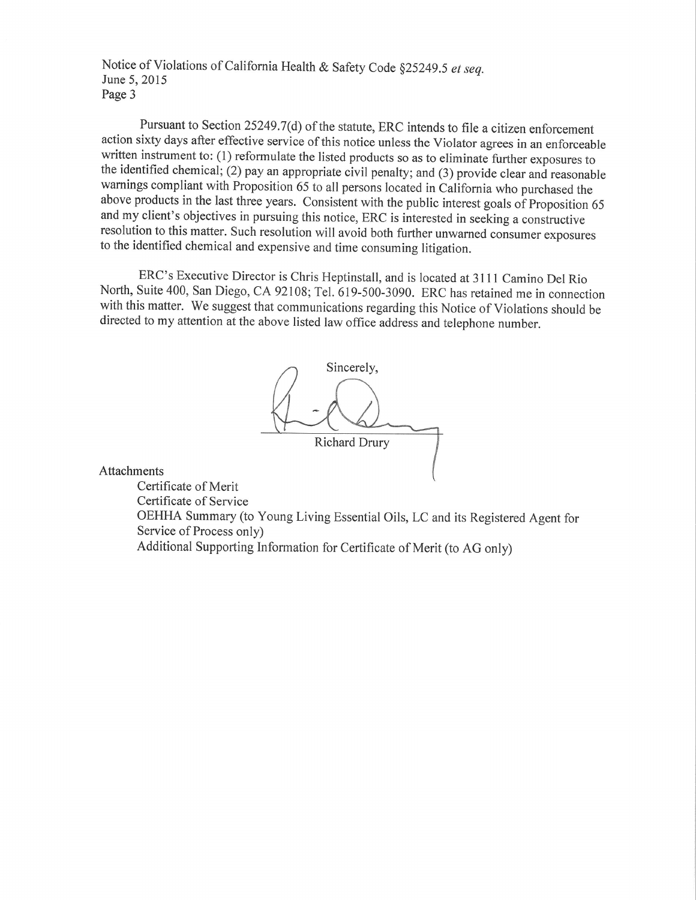Pursuant to Section 25249.7(d) of the statute, ERC intends to file a citizen enforcement action sixty days after effective service of this notice unless the Violator agrees in an enforceable written instrument to: (1) reformulate the listed products so as to eliminate further exposures to the identified chemical; (2) pay an appropriate civil penalty; and (3) provide clear and reasonable warnings compliant with Proposition 65 to all persons located in California who purchased the above products in the last three years. Consistent with the public interest goals of Proposition 65 and my client's objectives in pursuing this notice, ERC is interested in seeking a constructive resolution to this matter. Such resolution will avoid both further unwarned consumer exposures to the identified chemical and expensive and time consuming litigation.

ERC's Executive Director is Chris Heptinstall, and is located at 3111 Camino Del Rio North, Suite 400, San Diego, CA 92108; Tel. 619-500-3090. ERC has retained me in connection with this matter. We suggest that communications regarding this Notice of Violations should be directed to my attention at the above listed law office address and telephone number.

Sincerely,

Richard Drury

Attachments

- Certificate of Merit
- Certificate of Service
- OEHHA Summary (to Young Living Essential Oils, LC and its Registered Agent for Service of Process only)
- Additional Supporting Information for Certificate of Merit (to AG only)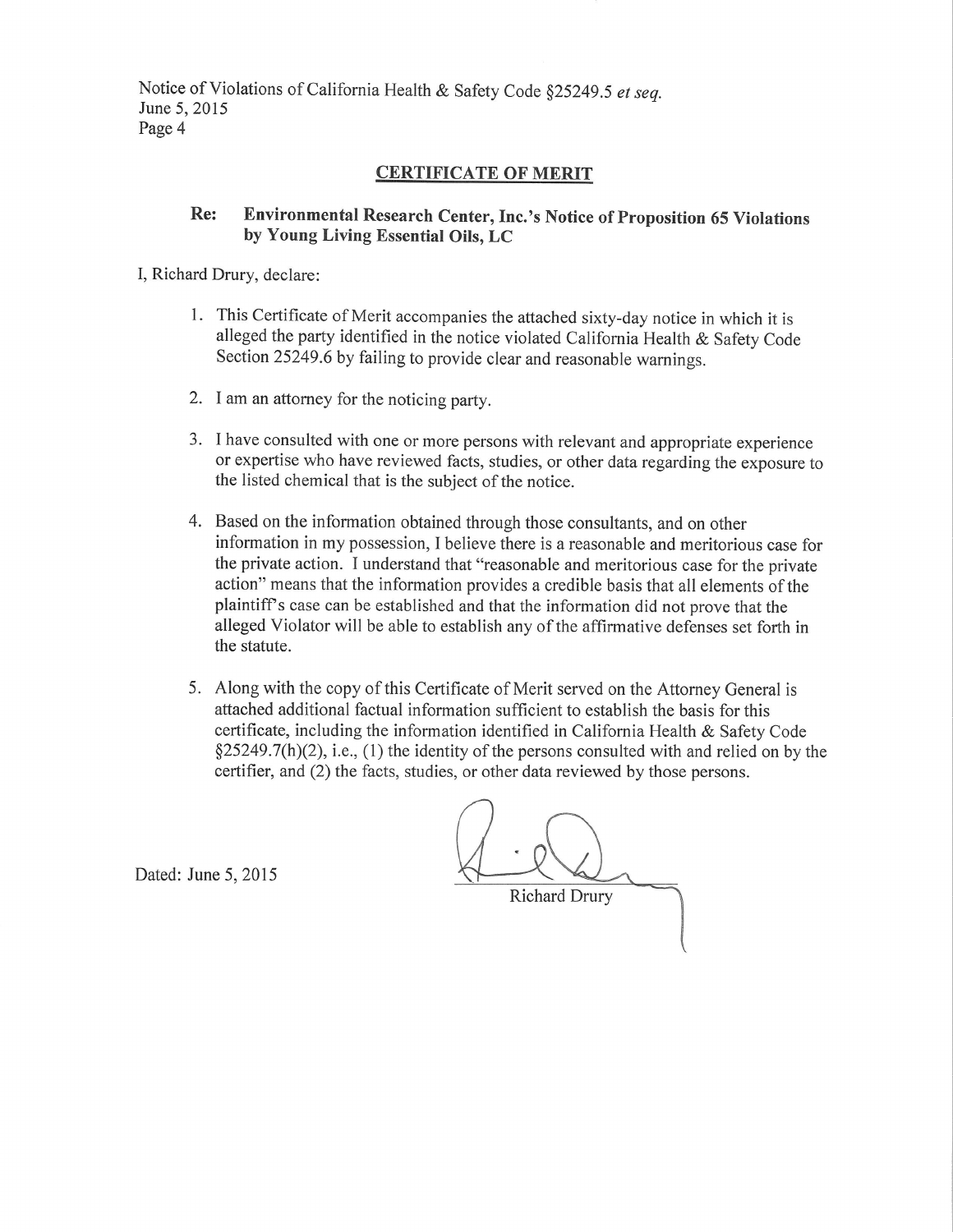## CERTIFICATE OF MERIT

**Re: Environmental Research Center, Inc.'s Notice of Proposition 65 Violations by Young Living Essential Oils, LC**

I, Richard Drury, declare:

1. This Certificate of Merit accompanies the attached sixty-day notice in which it is alleged the party identified in the notice violated California Health & Safety Code Section 25249.6 by failing to provide clear and reasonable warnings.

2. I am an attorney for the noticing party.

3. I have consulted with one or more persons with relevant and appropriate experience or expertise who have reviewed facts, studies, or other data regarding the exposure to the listed chemical that is the subject of the notice.

4. Based on the information obtained through those consultants, and on other information in my possession, I believe there is a reasonable and meritorious case for the private action. I understand that "reasonable and meritorious case for the private action" means that the information provides a credible basis that all elements of the plaintiff's case can be established and that the information did not prove that the alleged Violator will be able to establish any of the affirmative defenses set forth in the statute.

5. Along with the copy of this Certificate of Merit served on the Attorney General is attached additional factual information sufficient to establish the basis for this certificate, including the information identified in California Health & Safety Code §25249.7(h)(2), i.e., (1) the identity of the persons consulted with and relied on by the certifier, and (2) the facts, studies, or other data reviewed by those persons.

Dated: June 5, 2015

Richard Drury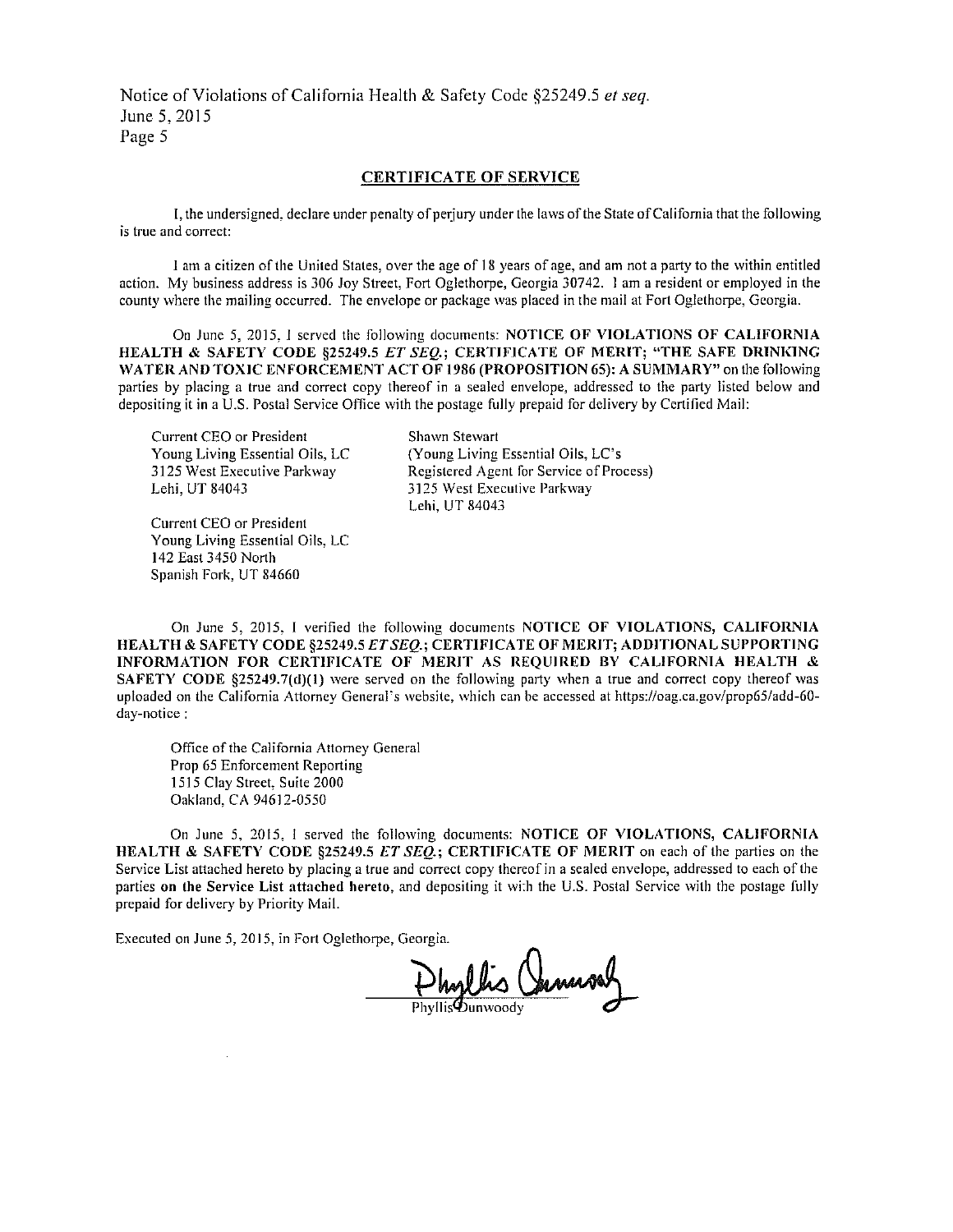## CERTIFICATE OF SERVICE

I, the undersigned, declare under penalty of perjury under the laws of the State of California that the following is true and correct:

I am a citizen of the United States, over the age of 18 years of age, and am not a party to the within entitled action. My business address is 306 Joy Street, Fort Oglethorpe, Georgia 30742. I am a resident or employed in the county where the mailing occurred. The envelope or package was placed in the mail at Fort Oglethorpe, Georgia.

On June 5, 2015, I served the following documents: **NOTICE OF VIOLATIONS OF CALIFORNIA HEALTH & SAFETY CODE §25249.5 *ET SEQ.*; CERTIFICATE OF MERIT; "THE SAFE DRINKING WATER AND TOXIC ENFORCEMENT ACT OF 1986 (PROPOSITION 65): A SUMMARY"** on the following parties by placing a true and correct copy thereof in a sealed envelope, addressed to the party listed below and depositing it in a U.S. Postal Service Office with the postage fully prepaid for delivery by Certified Mail:

Current CEO or President
Young Living Essential Oils, LC
3125 West Executive Parkway
Lehi, UT 84043

Shawn Stewart
(Young Living Essential Oils, LC's Registered Agent for Service of Process)
3125 West Executive Parkway
Lehi, UT 84043

Current CEO or President
Young Living Essential Oils, LC
142 East 3450 North
Spanish Fork, UT 84660

On June 5, 2015, I verified the following documents **NOTICE OF VIOLATIONS, CALIFORNIA HEALTH & SAFETY CODE §25249.5 *ET SEQ.*; CERTIFICATE OF MERIT; ADDITIONAL SUPPORTING INFORMATION FOR CERTIFICATE OF MERIT AS REQUIRED BY CALIFORNIA HEALTH & SAFETY CODE §25249.7(d)(1)** were served on the following party when a true and correct copy thereof was uploaded on the California Attorney General's website, which can be accessed at https://oag.ca.gov/prop65/add-60-day-notice :

Office of the California Attorney General
Prop 65 Enforcement Reporting
1515 Clay Street, Suite 2000
Oakland, CA 94612-0550

On June 5, 2015, I served the following documents: **NOTICE OF VIOLATIONS, CALIFORNIA HEALTH & SAFETY CODE §25249.5 *ET SEQ.*; CERTIFICATE OF MERIT** on each of the parties on the Service List attached hereto by placing a true and correct copy thereof in a sealed envelope, addressed to each of the parties **on the Service List attached hereto**, and depositing it with the U.S. Postal Service with the postage fully prepaid for delivery by Priority Mail.

Executed on June 5, 2015, in Fort Oglethorpe, Georgia.

Phyllis Dunwoody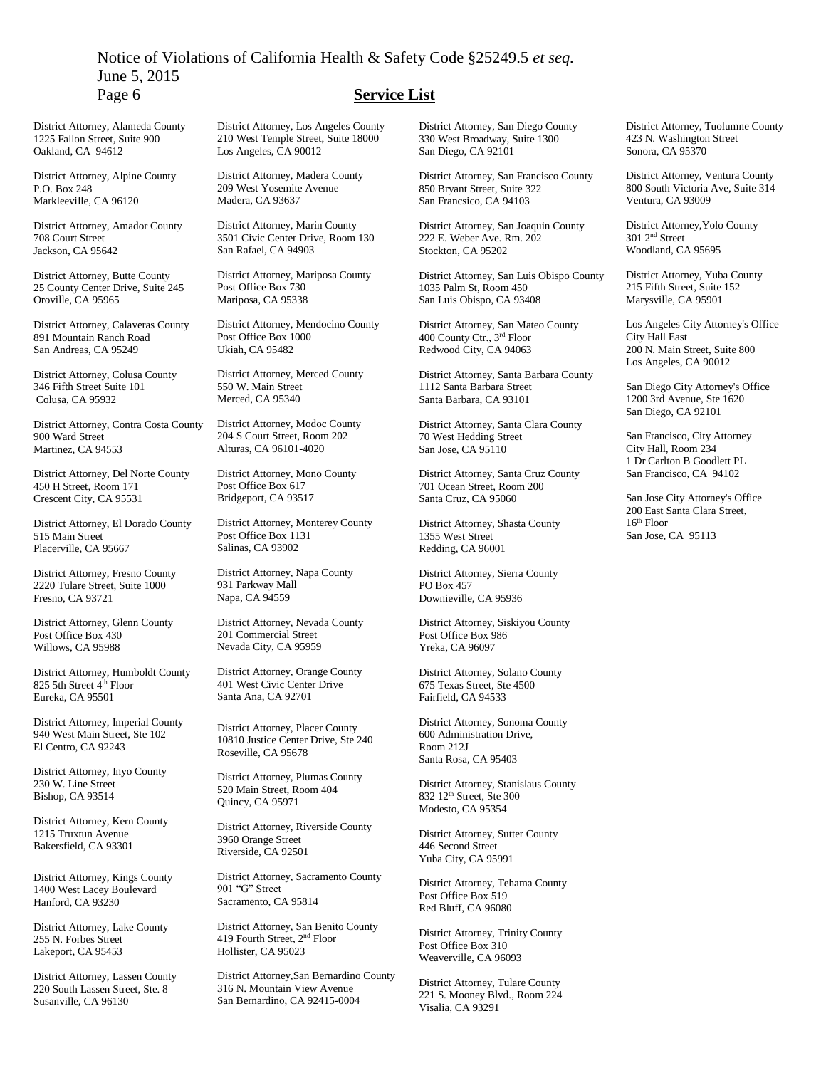Notice of Violations of California Health & Safety Code §25249.5 *et seq.*
June 5, 2015

## Service List

District Attorney, Alameda County
1225 Fallon Street, Suite 900
Oakland, CA 94612

District Attorney, Alpine County
P.O. Box 248
Markleeville, CA 96120

District Attorney, Amador County
708 Court Street
Jackson, CA 95642

District Attorney, Butte County
25 County Center Drive, Suite 245
Oroville, CA 95965

District Attorney, Calaveras County
891 Mountain Ranch Road
San Andreas, CA 95249

District Attorney, Colusa County
346 Fifth Street Suite 101
Colusa, CA 95932

District Attorney, Contra Costa County
900 Ward Street
Martinez, CA 94553

District Attorney, Del Norte County
450 H Street, Room 171
Crescent City, CA 95531

District Attorney, El Dorado County
515 Main Street
Placerville, CA 95667

District Attorney, Fresno County
2220 Tulare Street, Suite 1000
Fresno, CA 93721

District Attorney, Glenn County
Post Office Box 430
Willows, CA 95988

District Attorney, Humboldt County
825 5th Street 4th Floor
Eureka, CA 95501

District Attorney, Imperial County
940 West Main Street, Ste 102
El Centro, CA 92243

District Attorney, Inyo County
230 W. Line Street
Bishop, CA 93514

District Attorney, Kern County
1215 Truxtun Avenue
Bakersfield, CA 93301

District Attorney, Kings County
1400 West Lacey Boulevard
Hanford, CA 93230

District Attorney, Lake County
255 N. Forbes Street
Lakeport, CA 95453

District Attorney, Lassen County
220 South Lassen Street, Ste. 8
Susanville, CA 96130

District Attorney, Los Angeles County
210 West Temple Street, Suite 18000
Los Angeles, CA 90012

District Attorney, Madera County
209 West Yosemite Avenue
Madera, CA 93637

District Attorney, Marin County
3501 Civic Center Drive, Room 130
San Rafael, CA 94903

District Attorney, Mariposa County
Post Office Box 730
Mariposa, CA 95338

District Attorney, Mendocino County
Post Office Box 1000
Ukiah, CA 95482

District Attorney, Merced County
550 W. Main Street
Merced, CA 95340

District Attorney, Modoc County
204 S Court Street, Room 202
Alturas, CA 96101-4020

District Attorney, Mono County
Post Office Box 617
Bridgeport, CA 93517

District Attorney, Monterey County
Post Office Box 1131
Salinas, CA 93902

District Attorney, Napa County
931 Parkway Mall
Napa, CA 94559

District Attorney, Nevada County
201 Commercial Street
Nevada City, CA 95959

District Attorney, Orange County
401 West Civic Center Drive
Santa Ana, CA 92701

District Attorney, Placer County
10810 Justice Center Drive, Ste 240
Roseville, CA 95678

District Attorney, Plumas County
520 Main Street, Room 404
Quincy, CA 95971

District Attorney, Riverside County
3960 Orange Street
Riverside, CA 92501

District Attorney, Sacramento County
901 "G" Street
Sacramento, CA 95814

District Attorney, San Benito County
419 Fourth Street, 2nd Floor
Hollister, CA 95023

District Attorney,San Bernardino County
316 N. Mountain View Avenue
San Bernardino, CA 92415-0004

District Attorney, San Diego County
330 West Broadway, Suite 1300
San Diego, CA 92101

District Attorney, San Francisco County
850 Bryant Street, Suite 322
San Francsico, CA 94103

District Attorney, San Joaquin County
222 E. Weber Ave. Rm. 202
Stockton, CA 95202

District Attorney, San Luis Obispo County
1035 Palm St, Room 450
San Luis Obispo, CA 93408

District Attorney, San Mateo County
400 County Ctr., 3rd Floor
Redwood City, CA 94063

District Attorney, Santa Barbara County
1112 Santa Barbara Street
Santa Barbara, CA 93101

District Attorney, Santa Clara County
70 West Hedding Street
San Jose, CA 95110

District Attorney, Santa Cruz County
701 Ocean Street, Room 200
Santa Cruz, CA 95060

District Attorney, Shasta County
1355 West Street
Redding, CA 96001

District Attorney, Sierra County
PO Box 457
Downieville, CA 95936

District Attorney, Siskiyou County
Post Office Box 986
Yreka, CA 96097

District Attorney, Solano County
675 Texas Street, Ste 4500
Fairfield, CA 94533

District Attorney, Sonoma County
600 Administration Drive,
Room 212J
Santa Rosa, CA 95403

District Attorney, Stanislaus County
832 12th Street, Ste 300
Modesto, CA 95354

District Attorney, Sutter County
446 Second Street
Yuba City, CA 95991

District Attorney, Tehama County
Post Office Box 519
Red Bluff, CA 96080

District Attorney, Trinity County
Post Office Box 310
Weaverville, CA 96093

District Attorney, Tulare County
221 S. Mooney Blvd., Room 224
Visalia, CA 93291

District Attorney, Tuolumne County
423 N. Washington Street
Sonora, CA 95370

District Attorney, Ventura County
800 South Victoria Ave, Suite 314
Ventura, CA 93009

District Attorney,Yolo County
301 2nd Street
Woodland, CA 95695

District Attorney, Yuba County
215 Fifth Street, Suite 152
Marysville, CA 95901

Los Angeles City Attorney's Office
City Hall East
200 N. Main Street, Suite 800
Los Angeles, CA 90012

San Diego City Attorney's Office
1200 3rd Avenue, Ste 1620
San Diego, CA 92101

San Francisco, City Attorney
City Hall, Room 234
1 Dr Carlton B Goodlett PL
San Francisco, CA 94102

San Jose City Attorney's Office
200 East Santa Clara Street,
16th Floor
San Jose, CA 95113